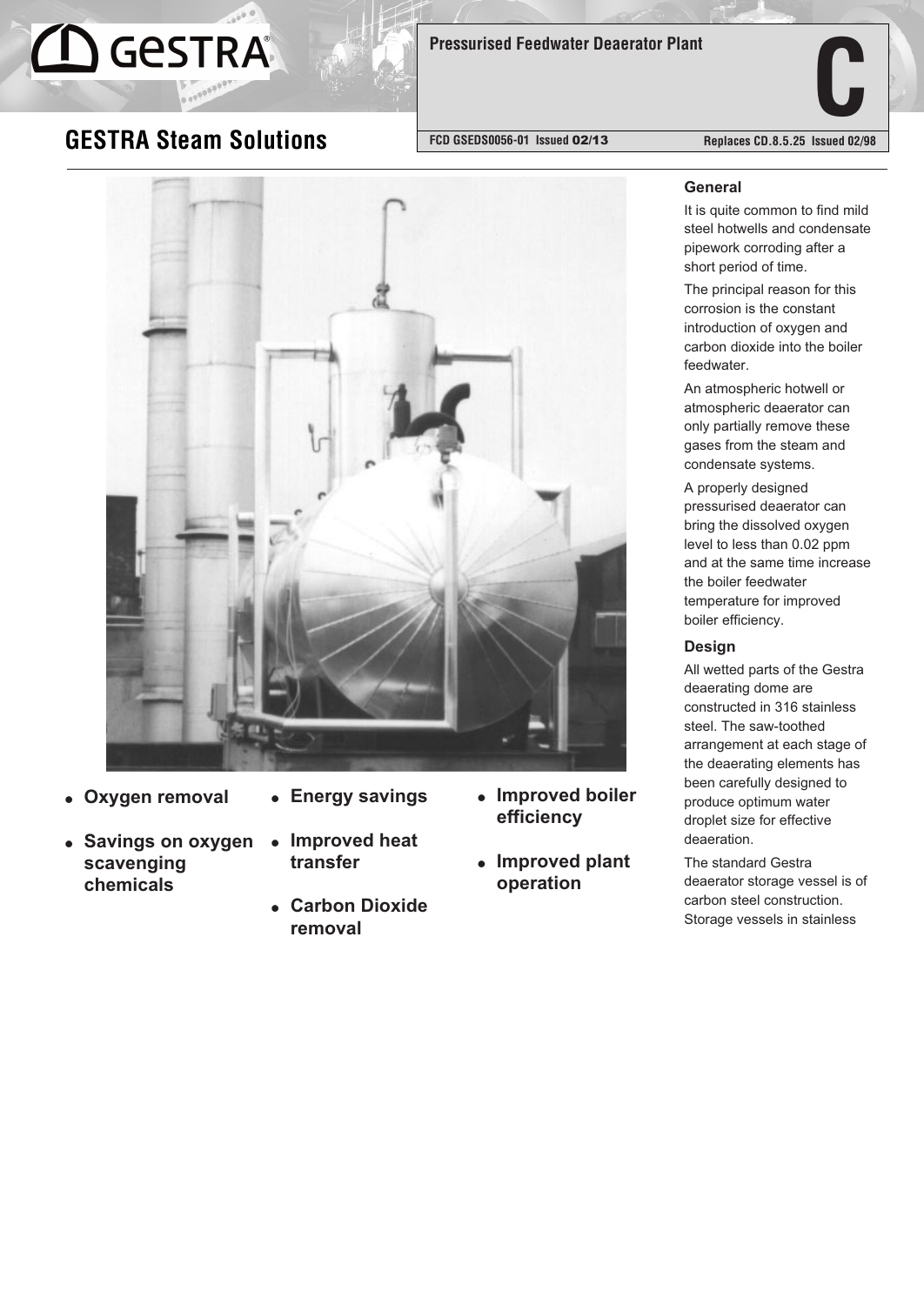# Pressurised Feedwater Deaerator Plant

## GESTRA Steam Solutions

FCD GSEDS0056-01 Issued 02/13 — Replaces CD.8.5.25 Issued 02/98

- **Oxygen removal**
- **Savings on oxygen scavenging chemicals**
- **Energy savings**
- **Improved heat transfer**
- **Carbon Dioxide removal**
- **Improved boiler efficiency**
- **Improved plant operation**

### General

It is quite common to find mild steel hotwells and condensate pipework corroding after a short period of time.

The principal reason for this corrosion is the constant introduction of oxygen and carbon dioxide into the boiler feedwater.

An atmospheric hotwell or atmospheric deaerator can only partially remove these gases from the steam and condensate systems.

A properly designed pressurised deaerator can bring the dissolved oxygen level to less than 0.02 ppm and at the same time increase the boiler feedwater temperature for improved boiler efficiency.

### Design

All wetted parts of the Gestra deaerating dome are constructed in 316 stainless steel. The saw-toothed arrangement at each stage of the deaerating elements has been carefully designed to produce optimum water droplet size for effective deaeration.

The standard Gestra deaerator storage vessel is of carbon steel construction. Storage vessels in stainless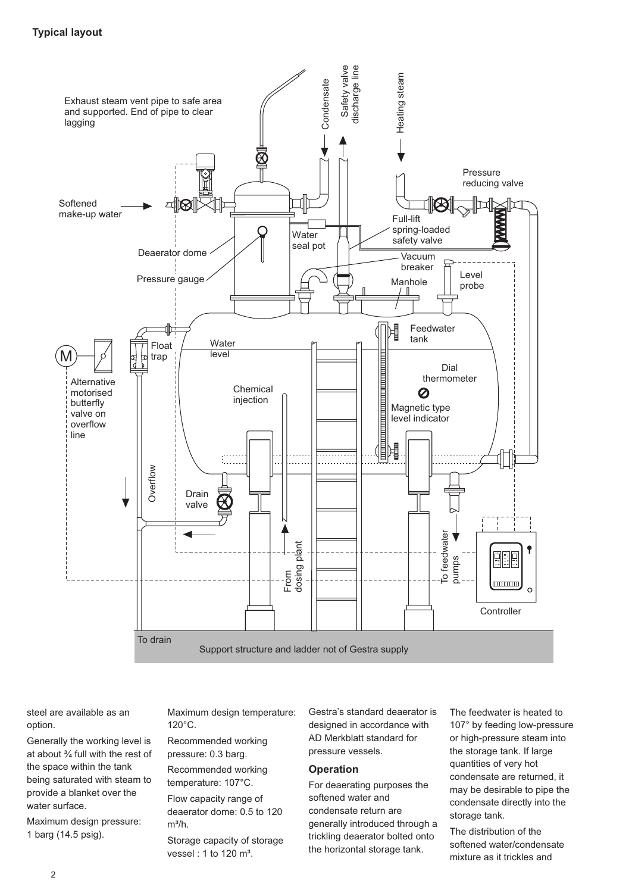**Typical layout**

Exhaust steam vent pipe to safe area and supported. End of pipe to clear lagging

Condensate

Safety valve discharge line

Heating steam

Pressure reducing valve

Softened make-up water

Water seal pot

Full-lift spring-loaded safety valve

Vacuum breaker

Deaerator dome

Pressure gauge

Manhole

Level probe

Feedwater tank

Float trap

Water level

Dial thermometer

Alternative motorised butterfly valve on overflow line

Chemical injection

Magnetic type level indicator

Overflow

Drain valve

From dosing plant

To feedwater pumps

Controller

To drain

Support structure and ladder not of Gestra supply

steel are available as an option.

Generally the working level is at about ¾ full with the rest of the space within the tank being saturated with steam to provide a blanket over the water surface.

Maximum design pressure: 1 barg (14.5 psig).

Maximum design temperature: 120°C.

Recommended working pressure: 0.3 barg.

Recommended working temperature: 107°C.

Flow capacity range of deaerator dome: 0.5 to 120 m³/h.

Storage capacity of storage vessel : 1 to 120 m³.

Gestra's standard deaerator is designed in accordance with AD Merkblatt standard for pressure vessels.

## Operation

For deaerating purposes the softened water and condensate return are generally introduced through a trickling deaerator bolted onto the horizontal storage tank.

The feedwater is heated to 107° by feeding low-pressure or high-pressure steam into the storage tank. If large quantities of very hot condensate are returned, it may be desirable to pipe the condensate directly into the storage tank.

The distribution of the softened water/condensate mixture as it trickles and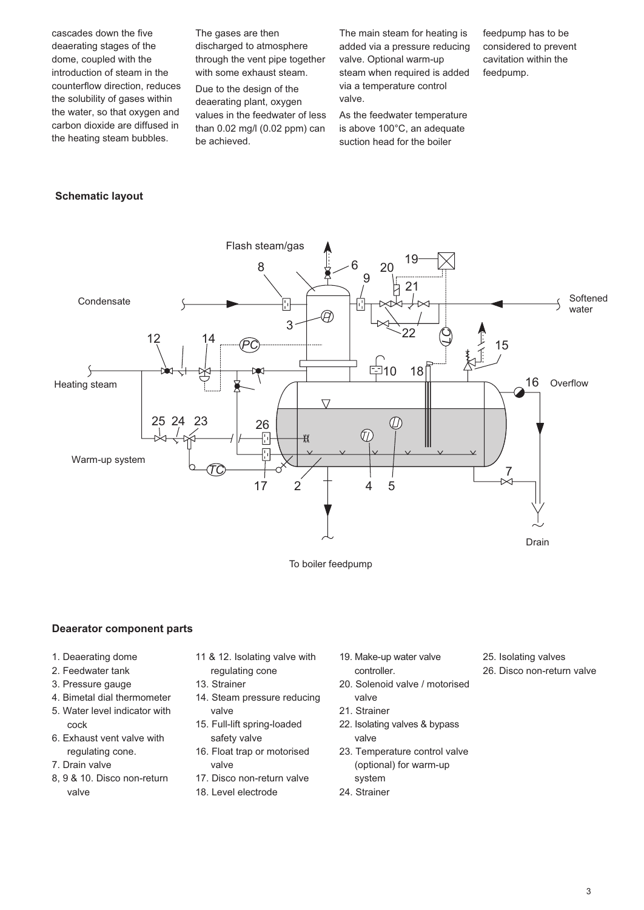cascades down the five deaerating stages of the dome, coupled with the introduction of steam in the counterflow direction, reduces the solubility of gases within the water, so that oxygen and carbon dioxide are diffused in the heating steam bubbles.

The gases are then discharged to atmosphere through the vent pipe together with some exhaust steam.

Due to the design of the deaerating plant, oxygen values in the feedwater of less than 0.02 mg/l (0.02 ppm) can be achieved.

The main steam for heating is added via a pressure reducing valve. Optional warm-up steam when required is added via a temperature control valve.

As the feedwater temperature is above 100°C, an adequate suction head for the boiler feedpump has to be considered to prevent cavitation within the feedpump.

## Schematic layout

Flash steam/gas

Condensate

Softened water

Heating steam

Overflow

Warm-up system

Drain

To boiler feedpump

## Deaerator component parts

1. Deaerating dome
2. Feedwater tank
3. Pressure gauge
4. Bimetal dial thermometer
5. Water level indicator with cock
6. Exhaust vent valve with regulating cone.
7. Drain valve
8, 9 & 10. Disco non-return valve
11 & 12. Isolating valve with regulating cone
13. Strainer
14. Steam pressure reducing valve
15. Full-lift spring-loaded safety valve
16. Float trap or motorised valve
17. Disco non-return valve
18. Level electrode
19. Make-up water valve controller.
20. Solenoid valve / motorised valve
21. Strainer
22. Isolating valves & bypass valve
23. Temperature control valve (optional) for warm-up system
24. Strainer
25. Isolating valves
26. Disco non-return valve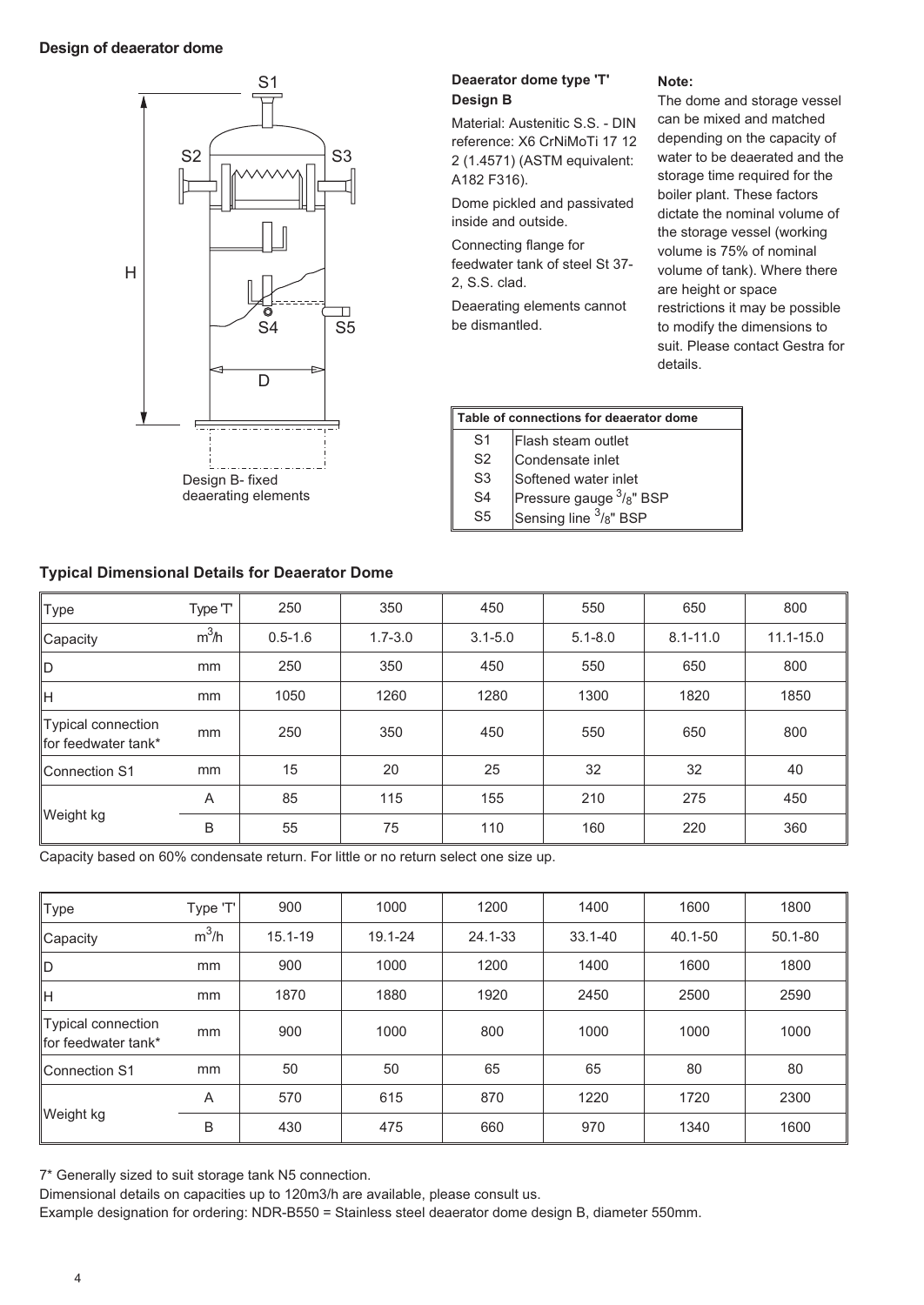### Design of deaerator dome

S1

S2 S3

H

S4 S5

D

Design B- fixed deaerating elements

**Deaerator dome type 'T'**
**Design B**

Material: Austenitic S.S. - DIN reference: X6 CrNiMoTi 17 12 2 (1.4571) (ASTM equivalent: A182 F316).

Dome pickled and passivated inside and outside.

Connecting flange for feedwater tank of steel St 37-2, S.S. clad.

Deaerating elements cannot be dismantled.

**Note:**
The dome and storage vessel can be mixed and matched depending on the capacity of water to be deaerated and the storage time required for the boiler plant. These factors dictate the nominal volume of the storage vessel (working volume is 75% of nominal volume of tank). Where there are height or space restrictions it may be possible to modify the dimensions to suit. Please contact Gestra for details.

| Table of connections for deaerator dome | |
|---|---|
| S1 | Flash steam outlet |
| S2 | Condensate inlet |
| S3 | Softened water inlet |
| S4 | Pressure gauge $^3/_8$" BSP |
| S5 | Sensing line $^3/_8$" BSP |

### Typical Dimensional Details for Deaerator Dome

| Type | Type 'T' | 250 | 350 | 450 | 550 | 650 | 800 |
|---|---|---|---|---|---|---|---|
| Capacity | $m^3/h$ | 0.5-1.6 | 1.7-3.0 | 3.1-5.0 | 5.1-8.0 | 8.1-11.0 | 11.1-15.0 |
| D | mm | 250 | 350 | 450 | 550 | 650 | 800 |
| H | mm | 1050 | 1260 | 1280 | 1300 | 1820 | 1850 |
| Typical connection for feedwater tank* | mm | 250 | 350 | 450 | 550 | 650 | 800 |
| Connection S1 | mm | 15 | 20 | 25 | 32 | 32 | 40 |
| Weight kg | A | 85 | 115 | 155 | 210 | 275 | 450 |
| | B | 55 | 75 | 110 | 160 | 220 | 360 |

Capacity based on 60% condensate return. For little or no return select one size up.

| Type | Type 'T' | 900 | 1000 | 1200 | 1400 | 1600 | 1800 |
|---|---|---|---|---|---|---|---|
| Capacity | $m^3/h$ | 15.1-19 | 19.1-24 | 24.1-33 | 33.1-40 | 40.1-50 | 50.1-80 |
| D | mm | 900 | 1000 | 1200 | 1400 | 1600 | 1800 |
| H | mm | 1870 | 1880 | 1920 | 2450 | 2500 | 2590 |
| Typical connection for feedwater tank* | mm | 900 | 1000 | 800 | 1000 | 1000 | 1000 |
| Connection S1 | mm | 50 | 50 | 65 | 65 | 80 | 80 |
| Weight kg | A | 570 | 615 | 870 | 1220 | 1720 | 2300 |
| | B | 430 | 475 | 660 | 970 | 1340 | 1600 |

7* Generally sized to suit storage tank N5 connection.

Dimensional details on capacities up to 120m3/h are available, please consult us.

Example designation for ordering: NDR-B550 = Stainless steel deaerator dome design B, diameter 550mm.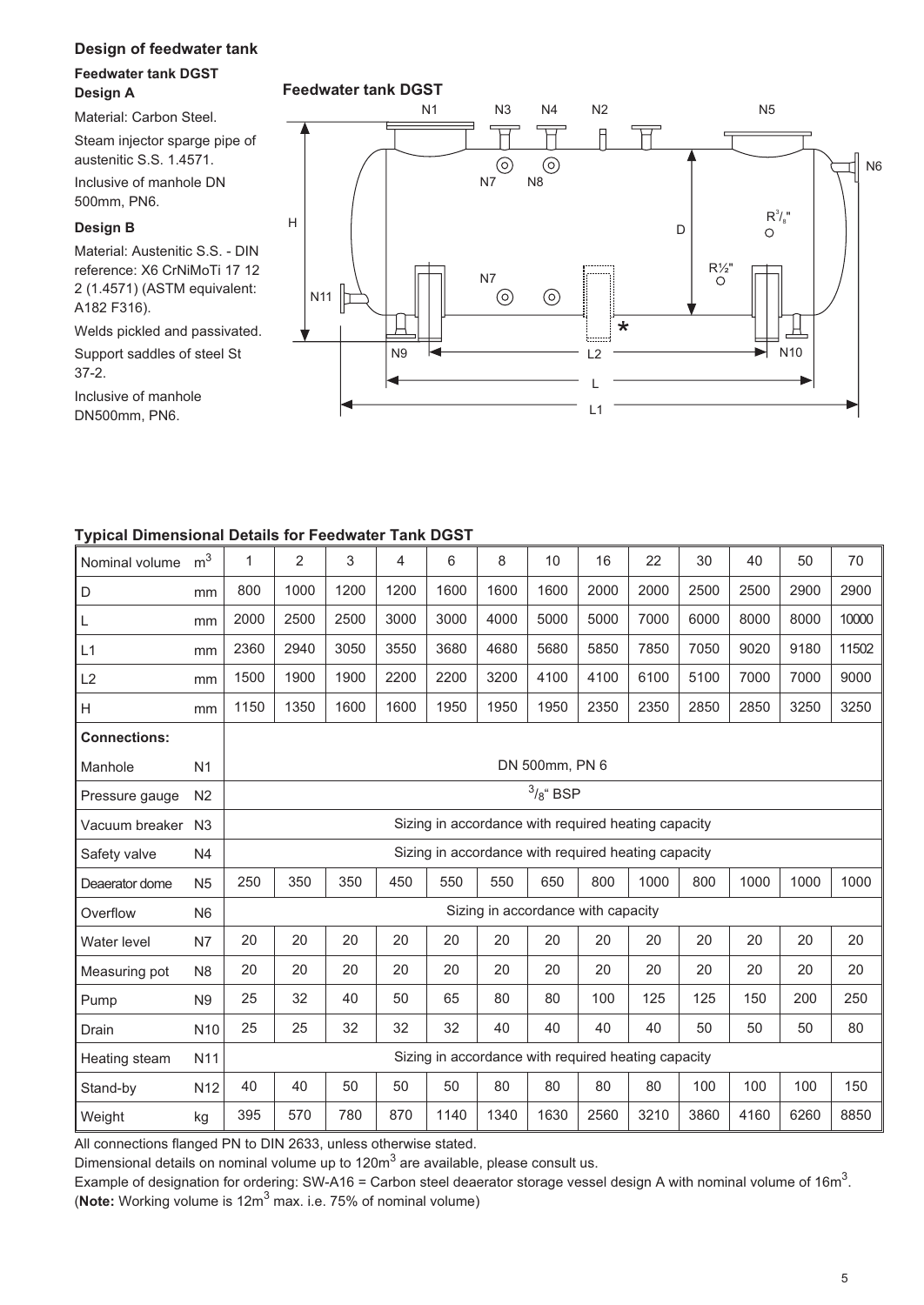## Design of feedwater tank

### Feedwater tank DGST Design A

Material: Carbon Steel.

Steam injector sparge pipe of austenitic S.S. 1.4571.

Inclusive of manhole DN 500mm, PN6.

### Design B

Material: Austenitic S.S. - DIN reference: X6 CrNiMoTi 17 12 2 (1.4571) (ASTM equivalent: A182 F316).

Welds pickled and passivated.

Support saddles of steel St 37-2.

Inclusive of manhole DN500mm, PN6.

**Feedwater tank DGST**

### Typical Dimensional Details for Feedwater Tank DGST

| Nominal volume | $m^3$ | 1 | 2 | 3 | 4 | 6 | 8 | 10 | 16 | 22 | 30 | 40 | 50 | 70 |
|---|---|---|---|---|---|---|---|---|---|---|---|---|---|---|
| D | mm | 800 | 1000 | 1200 | 1200 | 1600 | 1600 | 1600 | 2000 | 2000 | 2500 | 2500 | 2900 | 2900 |
| L | mm | 2000 | 2500 | 2500 | 3000 | 3000 | 4000 | 5000 | 5000 | 7000 | 6000 | 8000 | 8000 | 10000 |
| L1 | mm | 2360 | 2940 | 3050 | 3550 | 3680 | 4680 | 5680 | 5850 | 7850 | 7050 | 9020 | 9180 | 11502 |
| L2 | mm | 1500 | 1900 | 1900 | 2200 | 2200 | 3200 | 4100 | 4100 | 6100 | 5100 | 7000 | 7000 | 9000 |
| H | mm | 1150 | 1350 | 1600 | 1600 | 1950 | 1950 | 1950 | 2350 | 2350 | 2850 | 2850 | 3250 | 3250 |
| **Connections:** | | | | | | | | | | | | | | |
| Manhole | N1 | DN 500mm, PN 6 | | | | | | | | | | | | |
| Pressure gauge | N2 | $^3/_8$" BSP | | | | | | | | | | | | |
| Vacuum breaker | N3 | Sizing in accordance with required heating capacity | | | | | | | | | | | | |
| Safety valve | N4 | Sizing in accordance with required heating capacity | | | | | | | | | | | | |
| Deaerator dome | N5 | 250 | 350 | 350 | 450 | 550 | 550 | 650 | 800 | 1000 | 800 | 1000 | 1000 | 1000 |
| Overflow | N6 | Sizing in accordance with capacity | | | | | | | | | | | | |
| Water level | N7 | 20 | 20 | 20 | 20 | 20 | 20 | 20 | 20 | 20 | 20 | 20 | 20 | 20 |
| Measuring pot | N8 | 20 | 20 | 20 | 20 | 20 | 20 | 20 | 20 | 20 | 20 | 20 | 20 | 20 |
| Pump | N9 | 25 | 32 | 40 | 50 | 65 | 80 | 80 | 100 | 125 | 125 | 150 | 200 | 250 |
| Drain | N10 | 25 | 25 | 32 | 32 | 32 | 40 | 40 | 40 | 40 | 50 | 50 | 50 | 80 |
| Heating steam | N11 | Sizing in accordance with required heating capacity | | | | | | | | | | | | |
| Stand-by | N12 | 40 | 40 | 50 | 50 | 50 | 80 | 80 | 80 | 80 | 100 | 100 | 100 | 150 |
| Weight | kg | 395 | 570 | 780 | 870 | 1140 | 1340 | 1630 | 2560 | 3210 | 3860 | 4160 | 6260 | 8850 |

All connections flanged PN to DIN 2633, unless otherwise stated.

Dimensional details on nominal volume up to $120m^3$ are available, please consult us.

Example of designation for ordering: SW-A16 = Carbon steel deaerator storage vessel design A with nominal volume of $16m^3$.
(**Note:** Working volume is $12m^3$ max. i.e. 75% of nominal volume)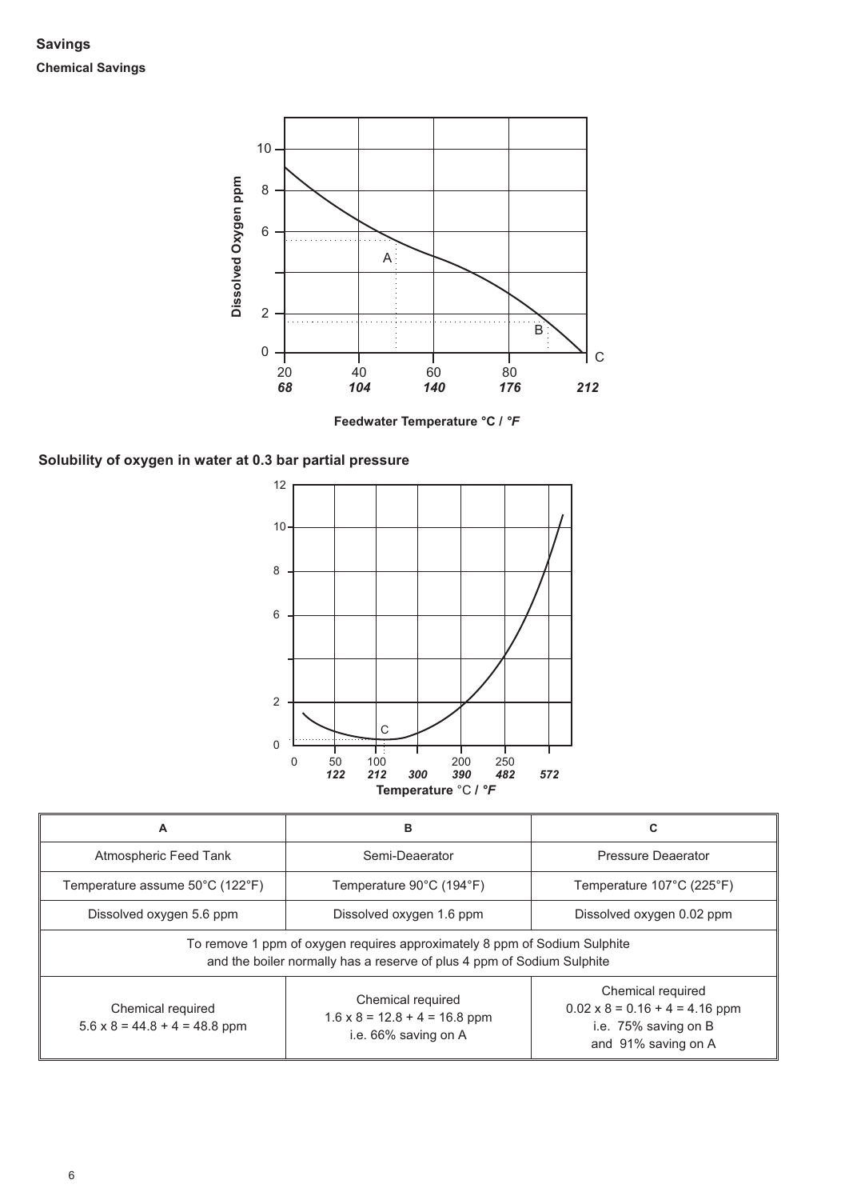## Savings

### Chemical Savings

**Solubility of oxygen in water at 0.3 bar partial pressure**

| A | B | C |
|---|---|---|
| Atmospheric Feed Tank | Semi-Deaerator | Pressure Deaerator |
| Temperature assume 50°C (122°F) | Temperature 90°C (194°F) | Temperature 107°C (225°F) |
| Dissolved oxygen 5.6 ppm | Dissolved oxygen 1.6 ppm | Dissolved oxygen 0.02 ppm |
| To remove 1 ppm of oxygen requires approximately 8 ppm of Sodium Sulphite and the boiler normally has a reserve of plus 4 ppm of Sodium Sulphite | | |
| Chemical required $5.6 \times 8 = 44.8 + 4 = 48.8$ ppm | Chemical required $1.6 \times 8 = 12.8 + 4 = 16.8$ ppm i.e. 66% saving on A | Chemical required $0.02 \times 8 = 0.16 + 4 = 4.16$ ppm i.e. 75% saving on B and 91% saving on A |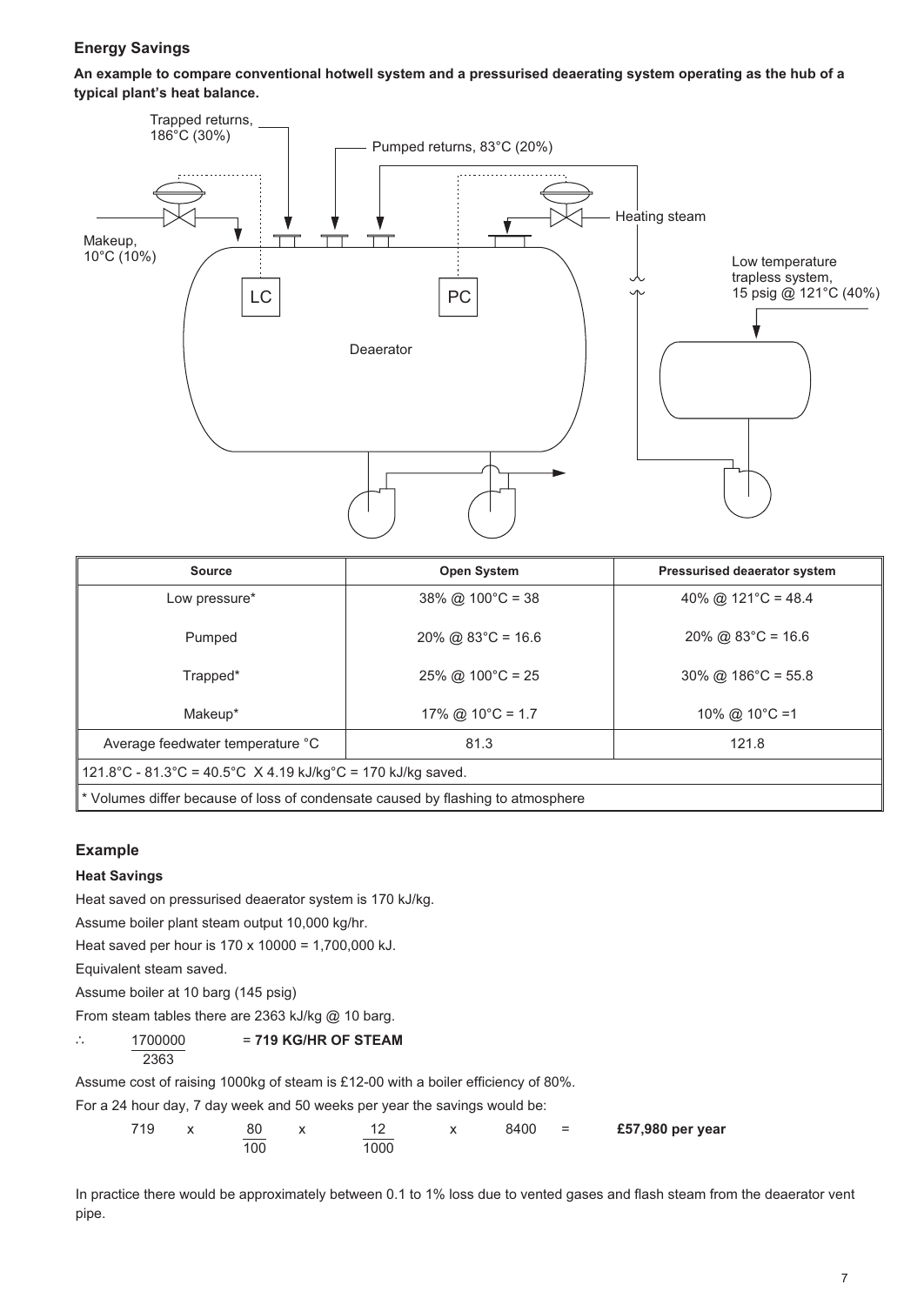## Energy Savings

**An example to compare conventional hotwell system and a pressurised deaerating system operating as the hub of a typical plant's heat balance.**

Trapped returns, 186°C (30%)

Pumped returns, 83°C (20%)

Heating steam

Makeup, 10°C (10%)

LC

PC

Deaerator

Low temperature trapless system, 15 psig @ 121°C (40%)

| Source | Open System | Pressurised deaerator system |
|---|---|---|
| Low pressure* | 38% @ 100°C = 38 | 40% @ 121°C = 48.4 |
| Pumped | 20% @ 83°C = 16.6 | 20% @ 83°C = 16.6 |
| Trapped* | 25% @ 100°C = 25 | 30% @ 186°C = 55.8 |
| Makeup* | 17% @ 10°C = 1.7 | 10% @ 10°C =1 |
| Average feedwater temperature °C | 81.3 | 121.8 |
| 121.8°C - 81.3°C = 40.5°C X 4.19 kJ/kg°C = 170 kJ/kg saved. | | |
| * Volumes differ because of loss of condensate caused by flashing to atmosphere | | |

## Example

### Heat Savings

Heat saved on pressurised deaerator system is 170 kJ/kg.

Assume boiler plant steam output 10,000 kg/hr.

Heat saved per hour is 170 x 10000 = 1,700,000 kJ.

Equivalent steam saved.

Assume boiler at 10 barg (145 psig)

From steam tables there are 2363 kJ/kg @ 10 barg.

$$\therefore \quad \frac{1700000}{2363} = \textbf{719 KG/HR OF STEAM}$$

Assume cost of raising 1000kg of steam is £12-00 with a boiler efficiency of 80%.

For a 24 hour day, 7 day week and 50 weeks per year the savings would be:

$$719 \quad \times \quad \frac{80}{100} \quad \times \quad \frac{12}{1000} \quad \times \quad 8400 \quad = \quad \textbf{£57,980 per year}$$

In practice there would be approximately between 0.1 to 1% loss due to vented gases and flash steam from the deaerator vent pipe.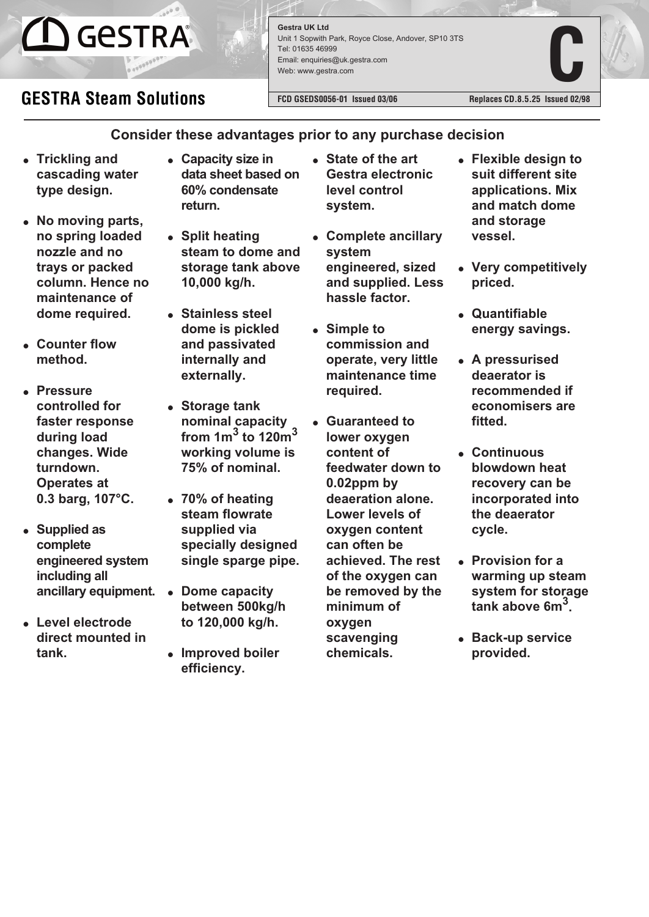# GESTRA Steam Solutions

**Gestra UK Ltd**
Unit 1 Sopwith Park, Royce Close, Andover, SP10 3TS
Tel: 01635 46999
Email: enquiries@uk.gestra.com
Web: www.gestra.com

**C**

**FCD GSEDS0056-01 Issued 03/06** **Replaces CD.8.5.25 Issued 02/98**

## Consider these advantages prior to any purchase decision

- **Trickling and cascading water type design.**
- **No moving parts, no spring loaded nozzle and no trays or packed column. Hence no maintenance of dome required.**
- **Counter flow method.**
- **Pressure controlled for faster response during load changes. Wide turndown. Operates at 0.3 barg, 107°C.**
- **Supplied as complete engineered system including all ancillary equipment.**
- **Level electrode direct mounted in tank.**
- **Capacity size in data sheet based on 60% condensate return.**
- **Split heating steam to dome and storage tank above 10,000 kg/h.**
- **Stainless steel dome is pickled and passivated internally and externally.**
- **Storage tank nominal capacity from 1m$^3$ to 120m$^3$ working volume is 75% of nominal.**
- **70% of heating steam flowrate supplied via specially designed single sparge pipe.**
- **Dome capacity between 500kg/h to 120,000 kg/h.**
- **Improved boiler efficiency.**
- **State of the art Gestra electronic level control system.**
- **Complete ancillary system engineered, sized and supplied. Less hassle factor.**
- **Simple to commission and operate, very little maintenance time required.**
- **Guaranteed to lower oxygen content of feedwater down to 0.02ppm by deaeration alone. Lower levels of oxygen content can often be achieved. The rest of the oxygen can be removed by the minimum of oxygen scavenging chemicals.**
- **Flexible design to suit different site applications. Mix and match dome and storage vessel.**
- **Very competitively priced.**
- **Quantifiable energy savings.**
- **A pressurised deaerator is recommended if economisers are fitted.**
- **Continuous blowdown heat recovery can be incorporated into the deaerator cycle.**
- **Provision for a warming up steam system for storage tank above 6m$^3$.**
- **Back-up service provided.**